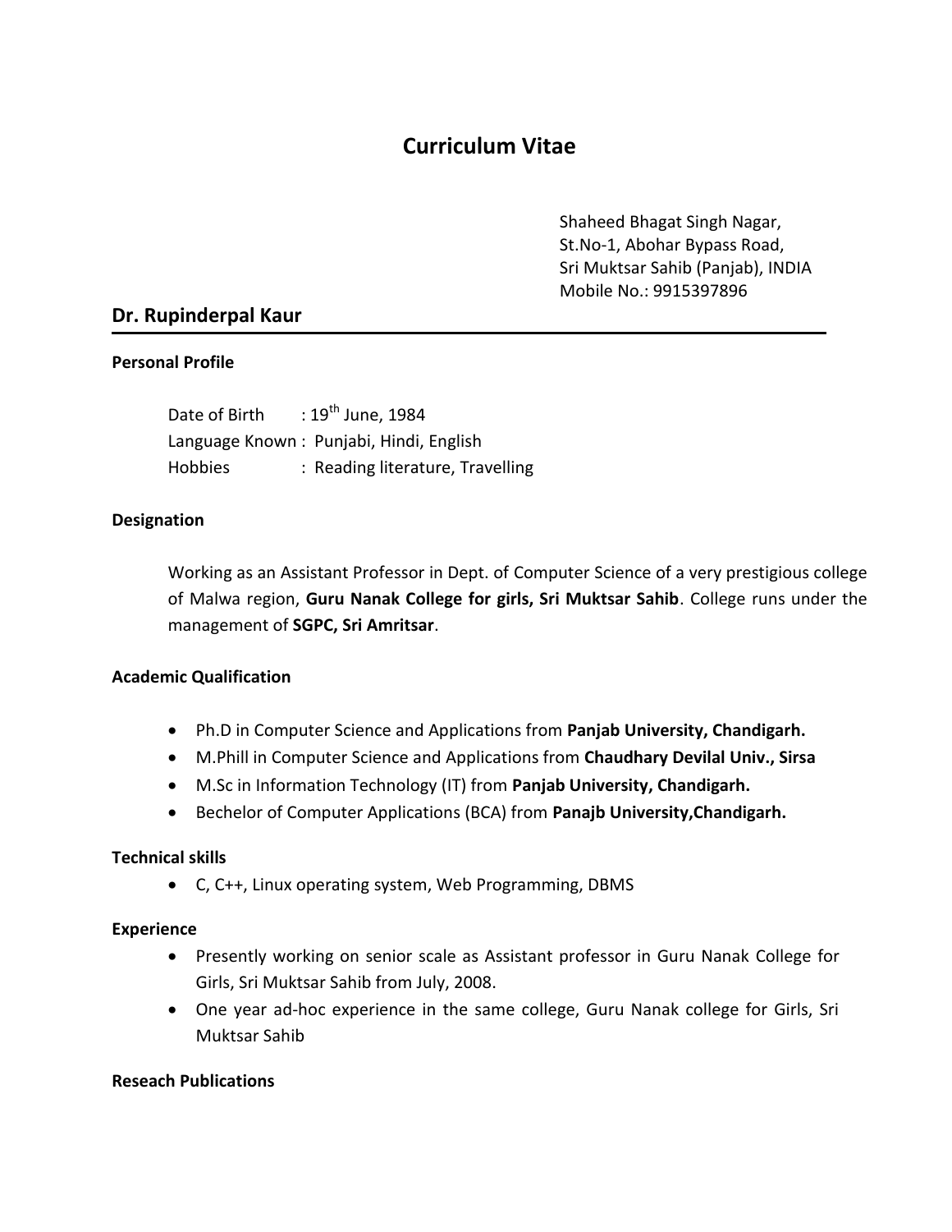# Curriculum Vitae

Shaheed Bhagat Singh Nagar,
St.No-1, Abohar Bypass Road,
Sri Muktsar Sahib (Panjab), INDIA
Mobile No.: 9915397896

## Dr. Rupinderpal Kaur

**Personal Profile**

Date of Birth : 19th June, 1984
Language Known : Punjabi, Hindi, English
Hobbies : Reading literature, Travelling

**Designation**

Working as an Assistant Professor in Dept. of Computer Science of a very prestigious college of Malwa region, **Guru Nanak College for girls, Sri Muktsar Sahib**. College runs under the management of **SGPC, Sri Amritsar**.

**Academic Qualification**

- Ph.D in Computer Science and Applications from **Panjab University, Chandigarh.**
- M.Phill in Computer Science and Applications from **Chaudhary Devilal Univ., Sirsa**
- M.Sc in Information Technology (IT) from **Panjab University, Chandigarh.**
- Bechelor of Computer Applications (BCA) from **Panajb University,Chandigarh.**

**Technical skills**

- C, C++, Linux operating system, Web Programming, DBMS

**Experience**

- Presently working on senior scale as Assistant professor in Guru Nanak College for Girls, Sri Muktsar Sahib from July, 2008.
- One year ad-hoc experience in the same college, Guru Nanak college for Girls, Sri Muktsar Sahib

**Reseach Publications**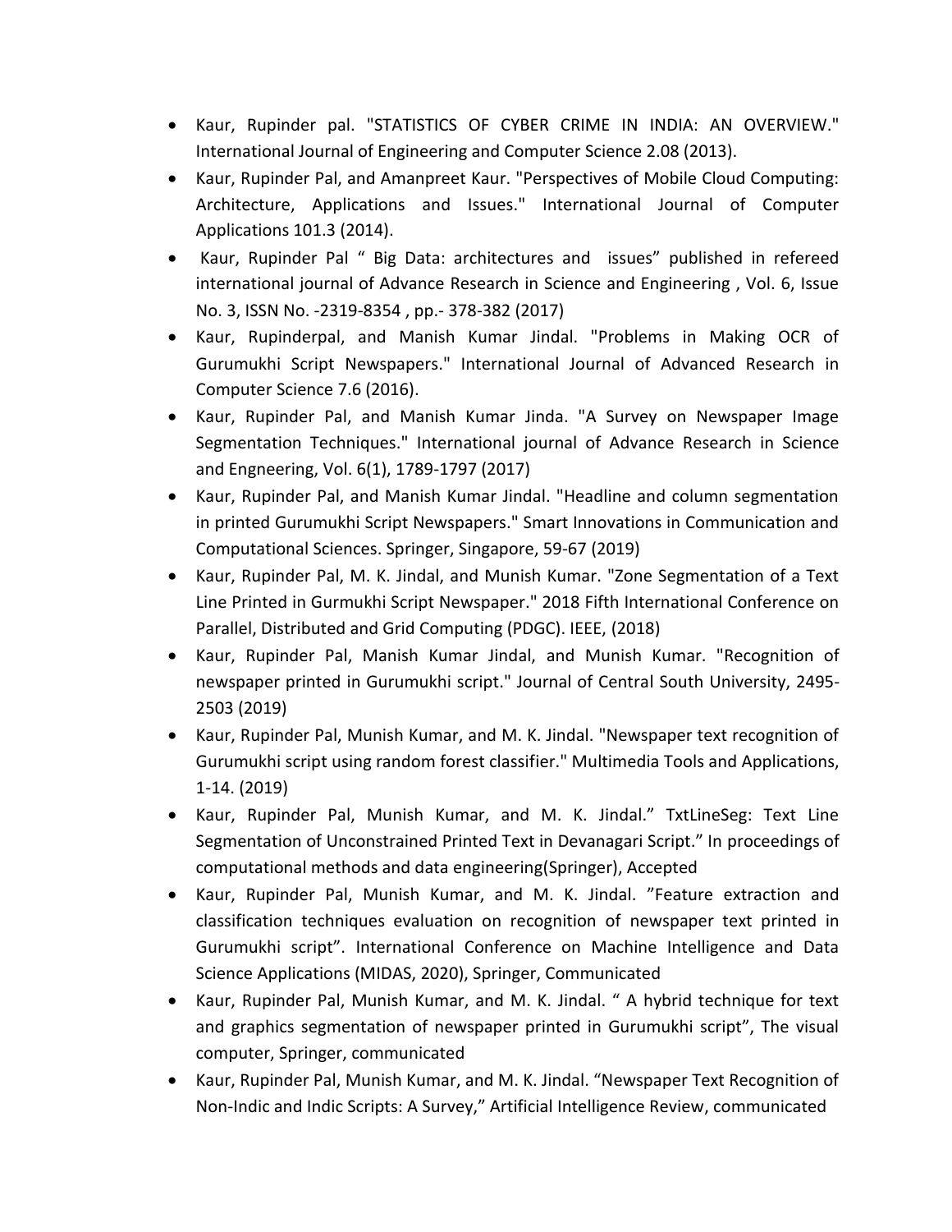- Kaur, Rupinder pal. "STATISTICS OF CYBER CRIME IN INDIA: AN OVERVIEW." International Journal of Engineering and Computer Science 2.08 (2013).
- Kaur, Rupinder Pal, and Amanpreet Kaur. "Perspectives of Mobile Cloud Computing: Architecture, Applications and Issues." International Journal of Computer Applications 101.3 (2014).
- Kaur, Rupinder Pal " Big Data: architectures and issues" published in refereed international journal of Advance Research in Science and Engineering , Vol. 6, Issue No. 3, ISSN No. -2319-8354 , pp.- 378-382 (2017)
- Kaur, Rupinderpal, and Manish Kumar Jindal. "Problems in Making OCR of Gurumukhi Script Newspapers." International Journal of Advanced Research in Computer Science 7.6 (2016).
- Kaur, Rupinder Pal, and Manish Kumar Jinda. "A Survey on Newspaper Image Segmentation Techniques." International journal of Advance Research in Science and Engneering, Vol. 6(1), 1789-1797 (2017)
- Kaur, Rupinder Pal, and Manish Kumar Jindal. "Headline and column segmentation in printed Gurumukhi Script Newspapers." Smart Innovations in Communication and Computational Sciences. Springer, Singapore, 59-67 (2019)
- Kaur, Rupinder Pal, M. K. Jindal, and Munish Kumar. "Zone Segmentation of a Text Line Printed in Gurmukhi Script Newspaper." 2018 Fifth International Conference on Parallel, Distributed and Grid Computing (PDGC). IEEE, (2018)
- Kaur, Rupinder Pal, Manish Kumar Jindal, and Munish Kumar. "Recognition of newspaper printed in Gurumukhi script." Journal of Central South University, 2495-2503 (2019)
- Kaur, Rupinder Pal, Munish Kumar, and M. K. Jindal. "Newspaper text recognition of Gurumukhi script using random forest classifier." Multimedia Tools and Applications, 1-14. (2019)
- Kaur, Rupinder Pal, Munish Kumar, and M. K. Jindal." TxtLineSeg: Text Line Segmentation of Unconstrained Printed Text in Devanagari Script." In proceedings of computational methods and data engineering(Springer), Accepted
- Kaur, Rupinder Pal, Munish Kumar, and M. K. Jindal. "Feature extraction and classification techniques evaluation on recognition of newspaper text printed in Gurumukhi script". International Conference on Machine Intelligence and Data Science Applications (MIDAS, 2020), Springer, Communicated
- Kaur, Rupinder Pal, Munish Kumar, and M. K. Jindal. " A hybrid technique for text and graphics segmentation of newspaper printed in Gurumukhi script", The visual computer, Springer, communicated
- Kaur, Rupinder Pal, Munish Kumar, and M. K. Jindal. "Newspaper Text Recognition of Non-Indic and Indic Scripts: A Survey," Artificial Intelligence Review, communicated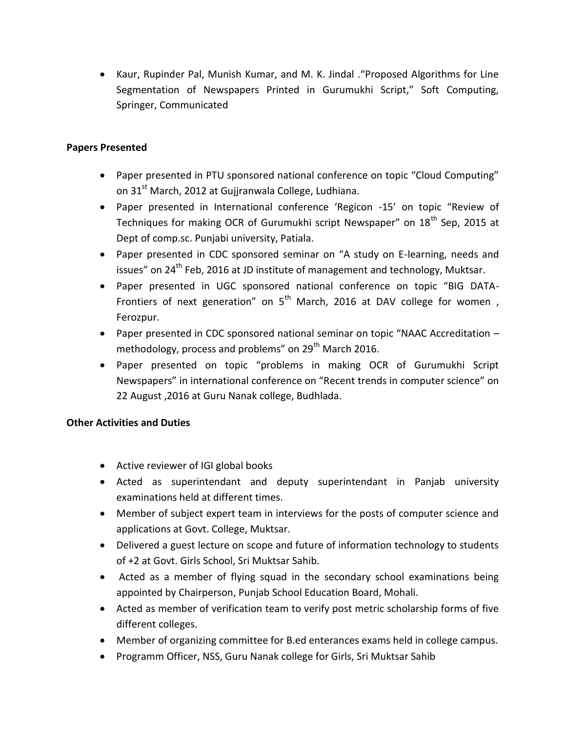- Kaur, Rupinder Pal, Munish Kumar, and M. K. Jindal ."Proposed Algorithms for Line Segmentation of Newspapers Printed in Gurumukhi Script," Soft Computing, Springer, Communicated

**Papers Presented**

- Paper presented in PTU sponsored national conference on topic "Cloud Computing" on 31st March, 2012 at Gujjranwala College, Ludhiana.
- Paper presented in International conference 'Regicon -15' on topic "Review of Techniques for making OCR of Gurumukhi script Newspaper" on 18th Sep, 2015 at Dept of comp.sc. Punjabi university, Patiala.
- Paper presented in CDC sponsored seminar on "A study on E-learning, needs and issues" on 24th Feb, 2016 at JD institute of management and technology, Muktsar.
- Paper presented in UGC sponsored national conference on topic "BIG DATA- Frontiers of next generation" on 5th March, 2016 at DAV college for women , Ferozpur.
- Paper presented in CDC sponsored national seminar on topic "NAAC Accreditation – methodology, process and problems" on 29th March 2016.
- Paper presented on topic "problems in making OCR of Gurumukhi Script Newspapers" in international conference on "Recent trends in computer science" on 22 August ,2016 at Guru Nanak college, Budhlada.

**Other Activities and Duties**

- Active reviewer of IGI global books
- Acted as superintendant and deputy superintendant in Panjab university examinations held at different times.
- Member of subject expert team in interviews for the posts of computer science and applications at Govt. College, Muktsar.
- Delivered a guest lecture on scope and future of information technology to students of +2 at Govt. Girls School, Sri Muktsar Sahib.
- Acted as a member of flying squad in the secondary school examinations being appointed by Chairperson, Punjab School Education Board, Mohali.
- Acted as member of verification team to verify post metric scholarship forms of five different colleges.
- Member of organizing committee for B.ed enterances exams held in college campus.
- Programm Officer, NSS, Guru Nanak college for Girls, Sri Muktsar Sahib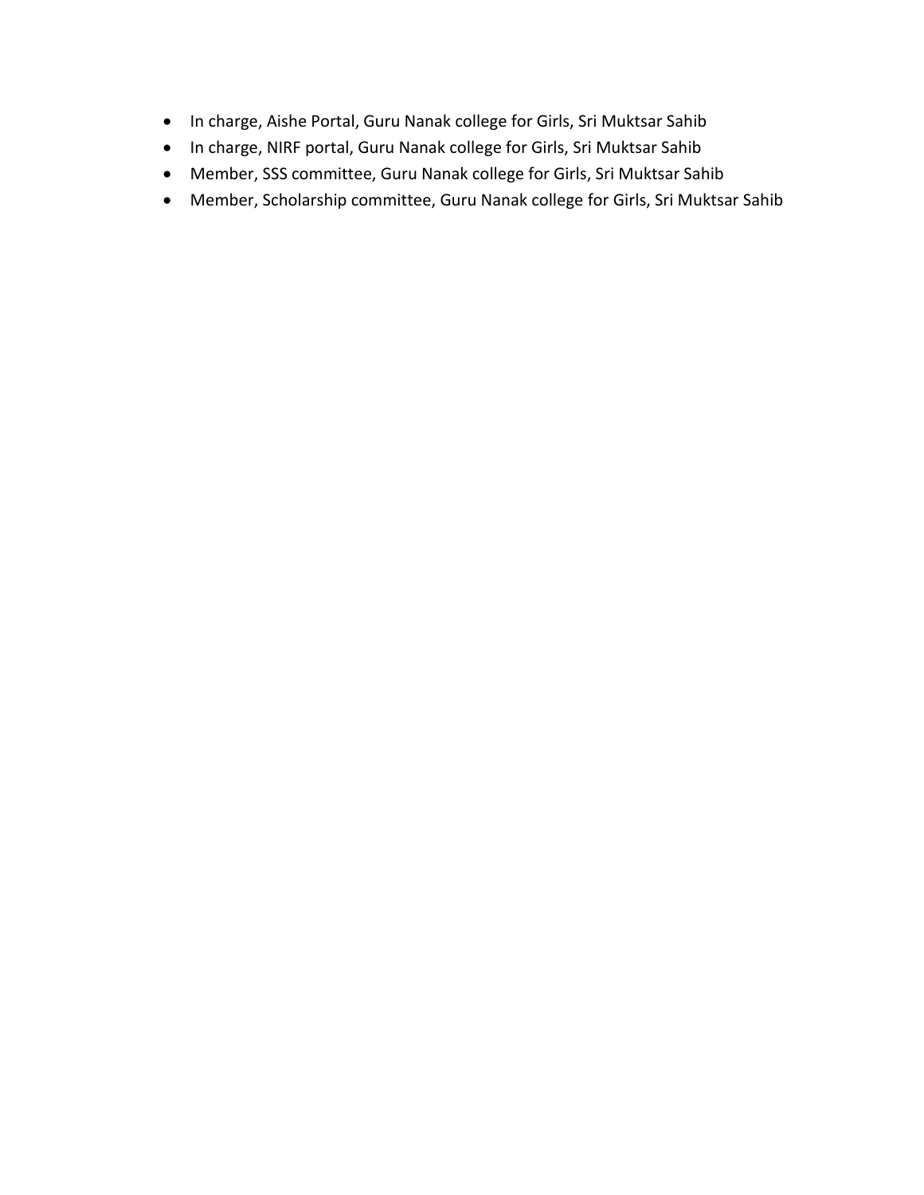- In charge, Aishe Portal, Guru Nanak college for Girls, Sri Muktsar Sahib
- In charge, NIRF portal, Guru Nanak college for Girls, Sri Muktsar Sahib
- Member, SSS committee, Guru Nanak college for Girls, Sri Muktsar Sahib
- Member, Scholarship committee, Guru Nanak college for Girls, Sri Muktsar Sahib